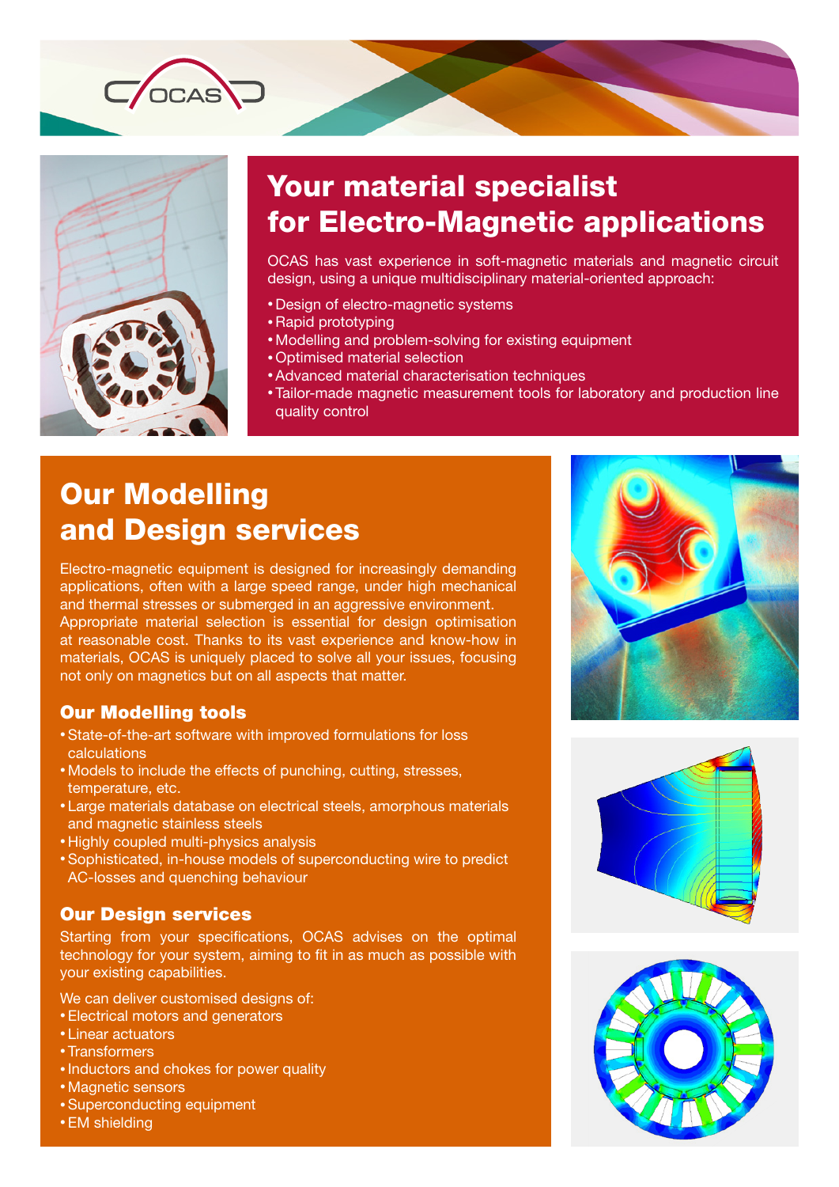OCAS

# Your material specialist for Electro-Magnetic applications

OCAS has vast experience in soft-magnetic materials and magnetic circuit design, using a unique multidisciplinary material-oriented approach:

- Design of electro-magnetic systems
- Rapid prototyping
- Modelling and problem-solving for existing equipment
- Optimised material selection
- Advanced material characterisation techniques
- Tailor-made magnetic measurement tools for laboratory and production line quality control

## Our Modelling and Design services

Electro-magnetic equipment is designed for increasingly demanding applications, often with a large speed range, under high mechanical and thermal stresses or submerged in an aggressive environment. Appropriate material selection is essential for design optimisation at reasonable cost. Thanks to its vast experience and know-how in materials, OCAS is uniquely placed to solve all your issues, focusing not only on magnetics but on all aspects that matter.

### Our Modelling tools

- State-of-the-art software with improved formulations for loss calculations
- Models to include the effects of punching, cutting, stresses, temperature, etc.
- Large materials database on electrical steels, amorphous materials and magnetic stainless steels
- Highly coupled multi-physics analysis
- Sophisticated, in-house models of superconducting wire to predict AC-losses and quenching behaviour

### Our Design services

Starting from your specifications, OCAS advises on the optimal technology for your system, aiming to fit in as much as possible with your existing capabilities.

We can deliver customised designs of:

- Electrical motors and generators
- Linear actuators
- Transformers
- Inductors and chokes for power quality
- Magnetic sensors
- Superconducting equipment
- EM shielding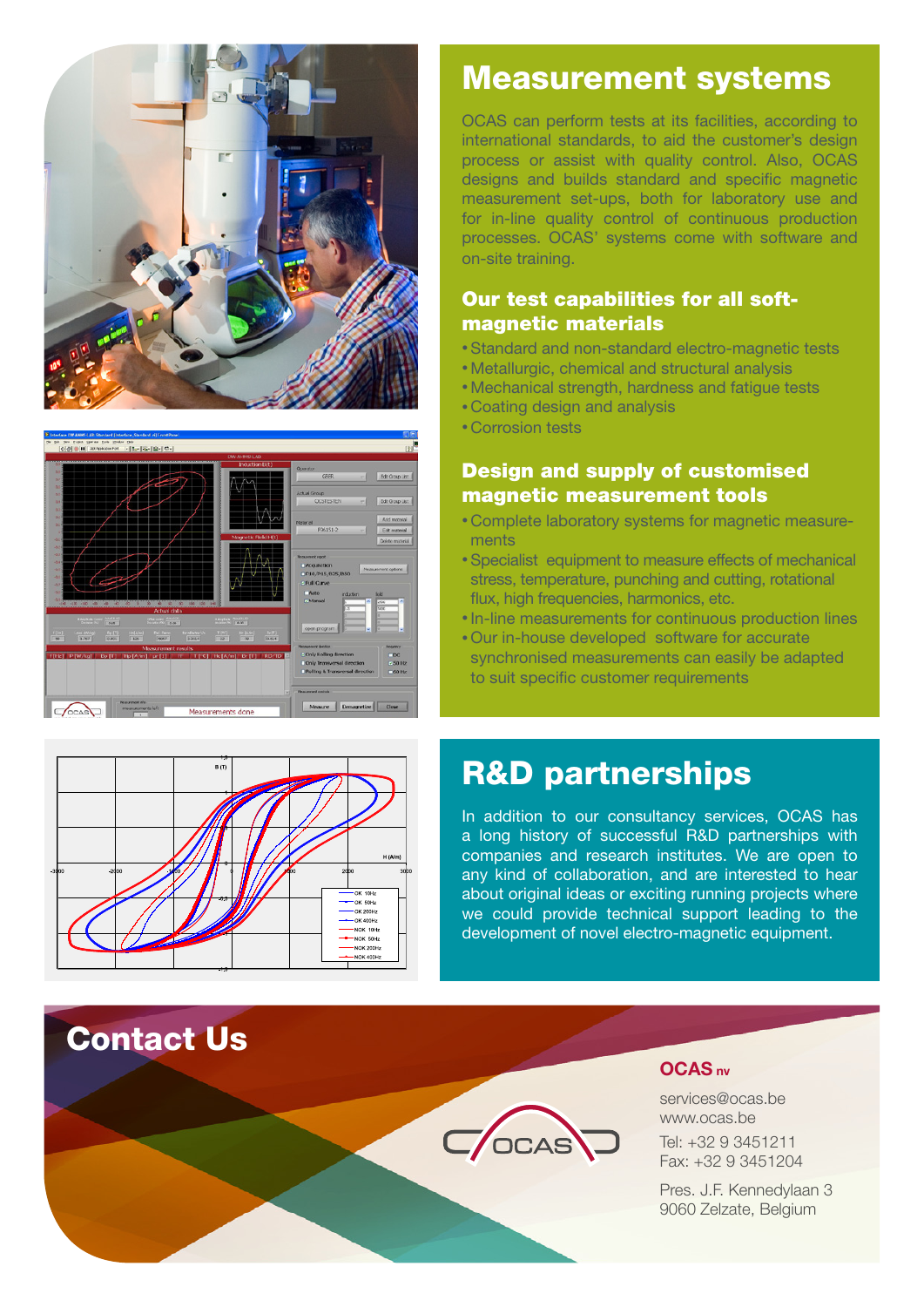# Measurement systems

OCAS can perform tests at its facilities, according to international standards, to aid the customer's design process or assist with quality control. Also, OCAS designs and builds standard and specific magnetic measurement set-ups, both for laboratory use and for in-line quality control of continuous production processes. OCAS' systems come with software and on-site training.

## Our test capabilities for all soft-magnetic materials

- Standard and non-standard electro-magnetic tests
- Metallurgic, chemical and structural analysis
- Mechanical strength, hardness and fatigue tests
- Coating design and analysis
- Corrosion tests

## Design and supply of customised magnetic measurement tools

- Complete laboratory systems for magnetic measurements
- Specialist equipment to measure effects of mechanical stress, temperature, punching and cutting, rotational flux, high frequencies, harmonics, etc.
- In-line measurements for continuous production lines
- Our in-house developed software for accurate synchronised measurements can easily be adapted to suit specific customer requirements

B (T)
H (A/m)
-3000
-2000
-1000
0
1000
2000
3000
OK 10Hz
OK 50Hz
OK 200Hz
OK 400Hz
NOK 10Hz
NOK 50Hz
NOK 200Hz
NOK 400Hz

# R&D partnerships

In addition to our consultancy services, OCAS has a long history of successful R&D partnerships with companies and research institutes. We are open to any kind of collaboration, and are interested to hear about original ideas or exciting running projects where we could provide technical support leading to the development of novel electro-magnetic equipment.

# Contact Us

**OCAS nv**

services@ocas.be
www.ocas.be

Tel: +32 9 3451211
Fax: +32 9 3451204

Pres. J.F. Kennedylaan 3
9060 Zelzate, Belgium